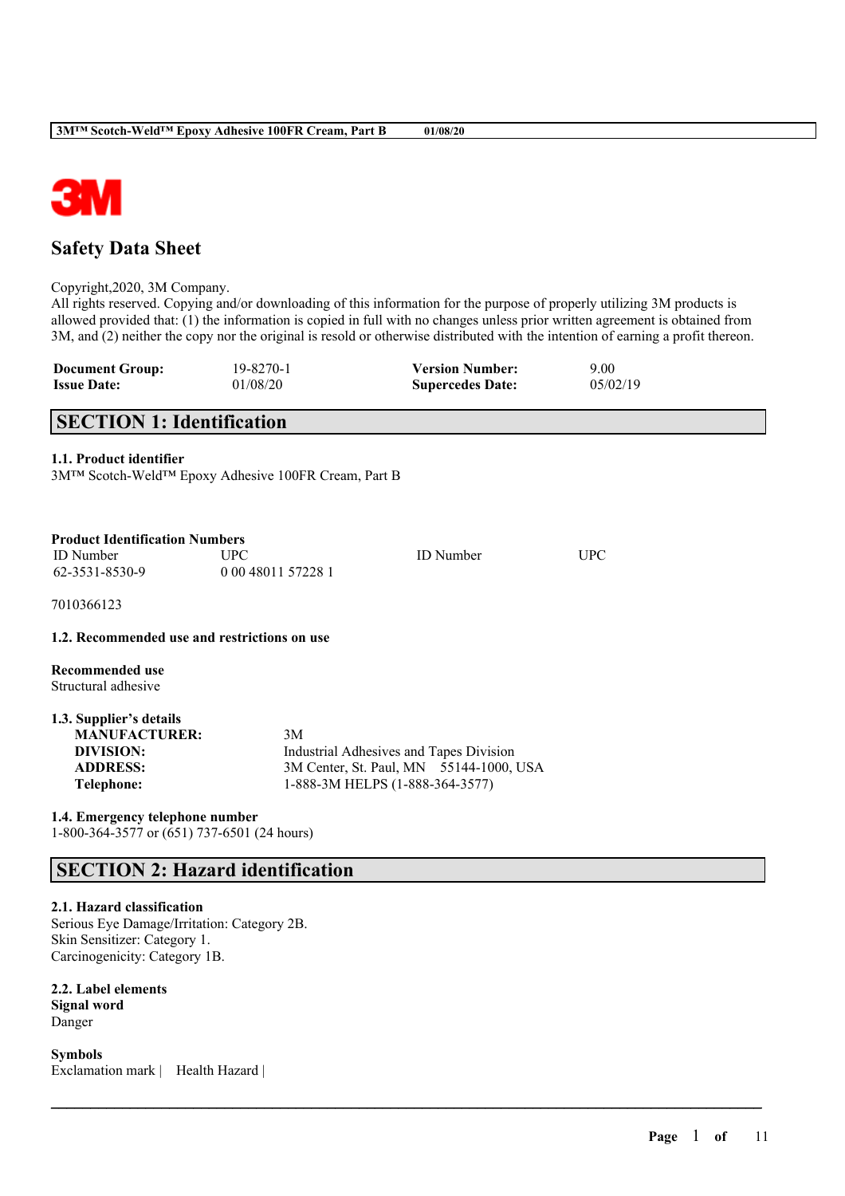# Safety Data Sheet

Copyright,2020, 3M Company.
All rights reserved. Copying and/or downloading of this information for the purpose of properly utilizing 3M products is allowed provided that: (1) the information is copied in full with no changes unless prior written agreement is obtained from 3M, and (2) neither the copy nor the original is resold or otherwise distributed with the intention of earning a profit thereon.

| | | | |
|---|---|---|---|
| **Document Group:** | 19-8270-1 | **Version Number:** | 9.00 |
| **Issue Date:** | 01/08/20 | **Supercedes Date:** | 05/02/19 |

## SECTION 1: Identification

### 1.1. Product identifier

3M™ Scotch-Weld™ Epoxy Adhesive 100FR Cream, Part B

**Product Identification Numbers**

| ID Number | UPC | ID Number | UPC |
|---|---|---|---|
| 62-3531-8530-9 | 0 00 48011 57228 1 | | |

7010366123

### 1.2. Recommended use and restrictions on use

**Recommended use**
Structural adhesive

### 1.3. Supplier's details

| | |
|---|---|
| **MANUFACTURER:** | 3M |
| **DIVISION:** | Industrial Adhesives and Tapes Division |
| **ADDRESS:** | 3M Center, St. Paul, MN 55144-1000, USA |
| **Telephone:** | 1-888-3M HELPS (1-888-364-3577) |

### 1.4. Emergency telephone number

1-800-364-3577 or (651) 737-6501 (24 hours)

## SECTION 2: Hazard identification

### 2.1. Hazard classification

Serious Eye Damage/Irritation: Category 2B.
Skin Sensitizer: Category 1.
Carcinogenicity: Category 1B.

### 2.2. Label elements

**Signal word**
Danger

**Symbols**
Exclamation mark | Health Hazard |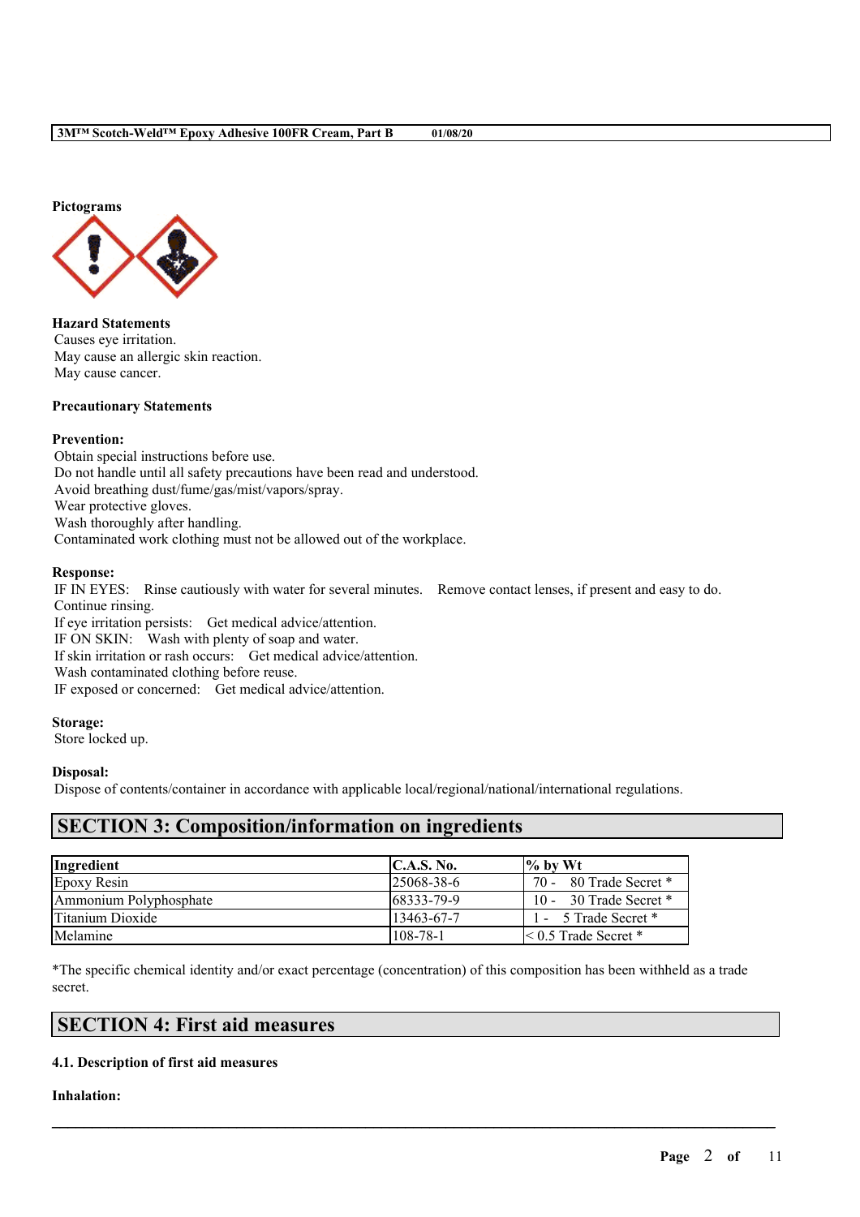**Pictograms**

**Hazard Statements**
Causes eye irritation.
May cause an allergic skin reaction.
May cause cancer.

**Precautionary Statements**

**Prevention:**
Obtain special instructions before use.
Do not handle until all safety precautions have been read and understood.
Avoid breathing dust/fume/gas/mist/vapors/spray.
Wear protective gloves.
Wash thoroughly after handling.
Contaminated work clothing must not be allowed out of the workplace.

**Response:**
IF IN EYES: Rinse cautiously with water for several minutes. Remove contact lenses, if present and easy to do. Continue rinsing.
If eye irritation persists: Get medical advice/attention.
IF ON SKIN: Wash with plenty of soap and water.
If skin irritation or rash occurs: Get medical advice/attention.
Wash contaminated clothing before reuse.
IF exposed or concerned: Get medical advice/attention.

**Storage:**
Store locked up.

**Disposal:**
Dispose of contents/container in accordance with applicable local/regional/national/international regulations.

## SECTION 3: Composition/information on ingredients

| Ingredient | C.A.S. No. | % by Wt |
|---|---|---|
| Epoxy Resin | 25068-38-6 | 70 - 80 Trade Secret * |
| Ammonium Polyphosphate | 68333-79-9 | 10 - 30 Trade Secret * |
| Titanium Dioxide | 13463-67-7 | 1 - 5 Trade Secret * |
| Melamine | 108-78-1 | < 0.5 Trade Secret * |

*The specific chemical identity and/or exact percentage (concentration) of this composition has been withheld as a trade secret.

## SECTION 4: First aid measures

**4.1. Description of first aid measures**

**Inhalation:**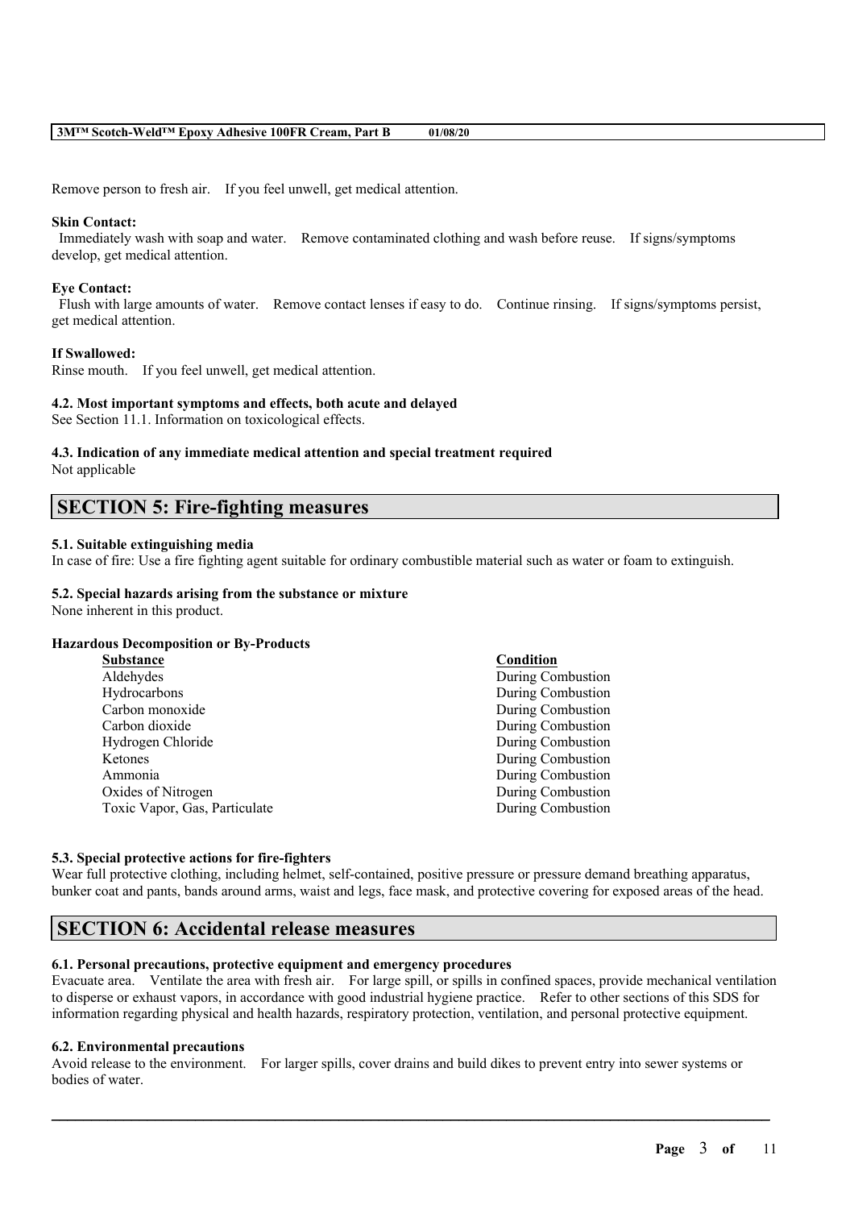Remove person to fresh air. If you feel unwell, get medical attention.

**Skin Contact:**
Immediately wash with soap and water. Remove contaminated clothing and wash before reuse. If signs/symptoms develop, get medical attention.

**Eye Contact:**
Flush with large amounts of water. Remove contact lenses if easy to do. Continue rinsing. If signs/symptoms persist, get medical attention.

**If Swallowed:**
Rinse mouth. If you feel unwell, get medical attention.

**4.2. Most important symptoms and effects, both acute and delayed**
See Section 11.1. Information on toxicological effects.

**4.3. Indication of any immediate medical attention and special treatment required**
Not applicable

## SECTION 5: Fire-fighting measures

**5.1. Suitable extinguishing media**
In case of fire: Use a fire fighting agent suitable for ordinary combustible material such as water or foam to extinguish.

**5.2. Special hazards arising from the substance or mixture**
None inherent in this product.

**Hazardous Decomposition or By-Products**

| Substance | Condition |
| --- | --- |
| Aldehydes | During Combustion |
| Hydrocarbons | During Combustion |
| Carbon monoxide | During Combustion |
| Carbon dioxide | During Combustion |
| Hydrogen Chloride | During Combustion |
| Ketones | During Combustion |
| Ammonia | During Combustion |
| Oxides of Nitrogen | During Combustion |
| Toxic Vapor, Gas, Particulate | During Combustion |

**5.3. Special protective actions for fire-fighters**
Wear full protective clothing, including helmet, self-contained, positive pressure or pressure demand breathing apparatus, bunker coat and pants, bands around arms, waist and legs, face mask, and protective covering for exposed areas of the head.

## SECTION 6: Accidental release measures

**6.1. Personal precautions, protective equipment and emergency procedures**
Evacuate area. Ventilate the area with fresh air. For large spill, or spills in confined spaces, provide mechanical ventilation to disperse or exhaust vapors, in accordance with good industrial hygiene practice. Refer to other sections of this SDS for information regarding physical and health hazards, respiratory protection, ventilation, and personal protective equipment.

**6.2. Environmental precautions**
Avoid release to the environment. For larger spills, cover drains and build dikes to prevent entry into sewer systems or bodies of water.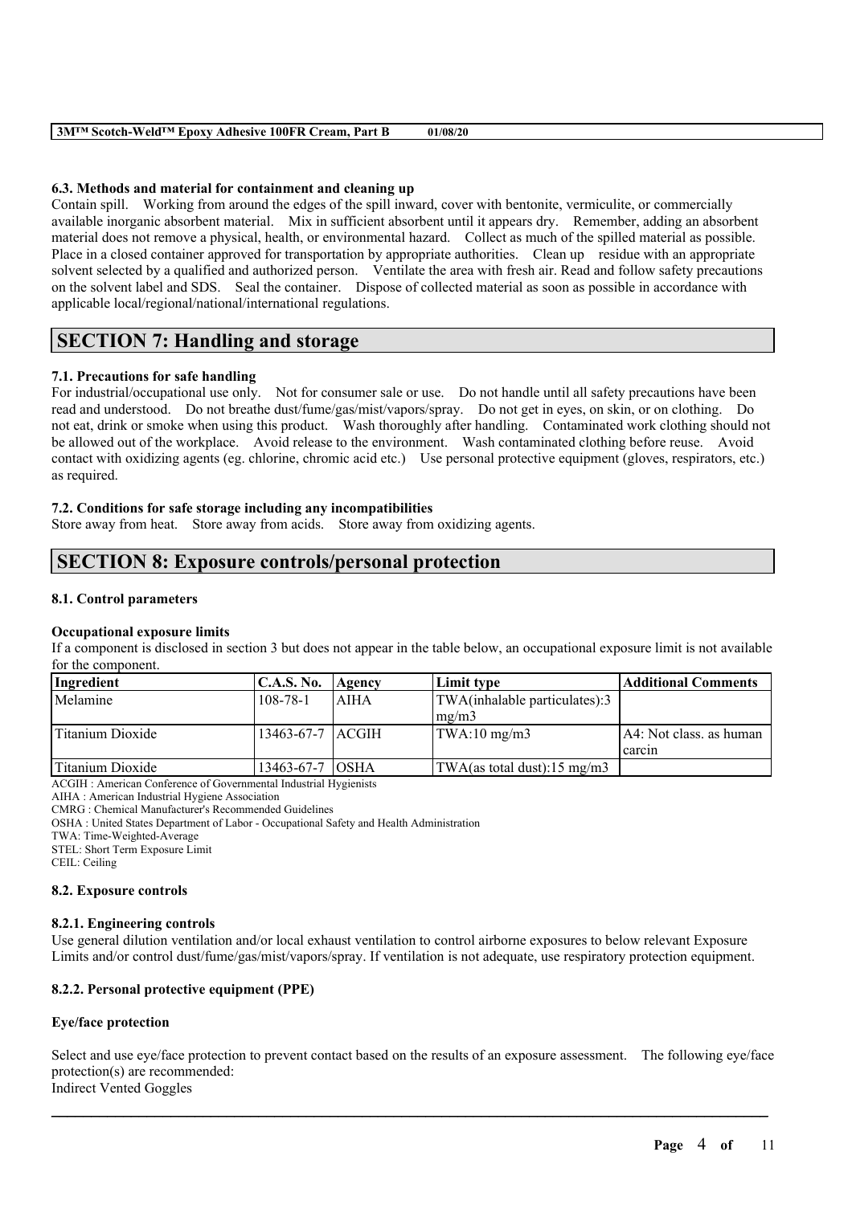### 6.3. Methods and material for containment and cleaning up

Contain spill. Working from around the edges of the spill inward, cover with bentonite, vermiculite, or commercially available inorganic absorbent material. Mix in sufficient absorbent until it appears dry. Remember, adding an absorbent material does not remove a physical, health, or environmental hazard. Collect as much of the spilled material as possible. Place in a closed container approved for transportation by appropriate authorities. Clean up residue with an appropriate solvent selected by a qualified and authorized person. Ventilate the area with fresh air. Read and follow safety precautions on the solvent label and SDS. Seal the container. Dispose of collected material as soon as possible in accordance with applicable local/regional/national/international regulations.

## SECTION 7: Handling and storage

### 7.1. Precautions for safe handling

For industrial/occupational use only. Not for consumer sale or use. Do not handle until all safety precautions have been read and understood. Do not breathe dust/fume/gas/mist/vapors/spray. Do not get in eyes, on skin, or on clothing. Do not eat, drink or smoke when using this product. Wash thoroughly after handling. Contaminated work clothing should not be allowed out of the workplace. Avoid release to the environment. Wash contaminated clothing before reuse. Avoid contact with oxidizing agents (eg. chlorine, chromic acid etc.) Use personal protective equipment (gloves, respirators, etc.) as required.

### 7.2. Conditions for safe storage including any incompatibilities

Store away from heat. Store away from acids. Store away from oxidizing agents.

## SECTION 8: Exposure controls/personal protection

### 8.1. Control parameters

**Occupational exposure limits**

If a component is disclosed in section 3 but does not appear in the table below, an occupational exposure limit is not available for the component.

| Ingredient | C.A.S. No. | Agency | Limit type | Additional Comments |
|---|---|---|---|---|
| Melamine | 108-78-1 | AIHA | TWA(inhalable particulates):3 mg/m3 | |
| Titanium Dioxide | 13463-67-7 | ACGIH | TWA:10 mg/m3 | A4: Not class. as human carcin |
| Titanium Dioxide | 13463-67-7 | OSHA | TWA(as total dust):15 mg/m3 | |

ACGIH : American Conference of Governmental Industrial Hygienists
AIHA : American Industrial Hygiene Association
CMRG : Chemical Manufacturer's Recommended Guidelines
OSHA : United States Department of Labor - Occupational Safety and Health Administration
TWA: Time-Weighted-Average
STEL: Short Term Exposure Limit
CEIL: Ceiling

### 8.2. Exposure controls

#### 8.2.1. Engineering controls

Use general dilution ventilation and/or local exhaust ventilation to control airborne exposures to below relevant Exposure Limits and/or control dust/fume/gas/mist/vapors/spray. If ventilation is not adequate, use respiratory protection equipment.

#### 8.2.2. Personal protective equipment (PPE)

**Eye/face protection**

Select and use eye/face protection to prevent contact based on the results of an exposure assessment. The following eye/face protection(s) are recommended:
Indirect Vented Goggles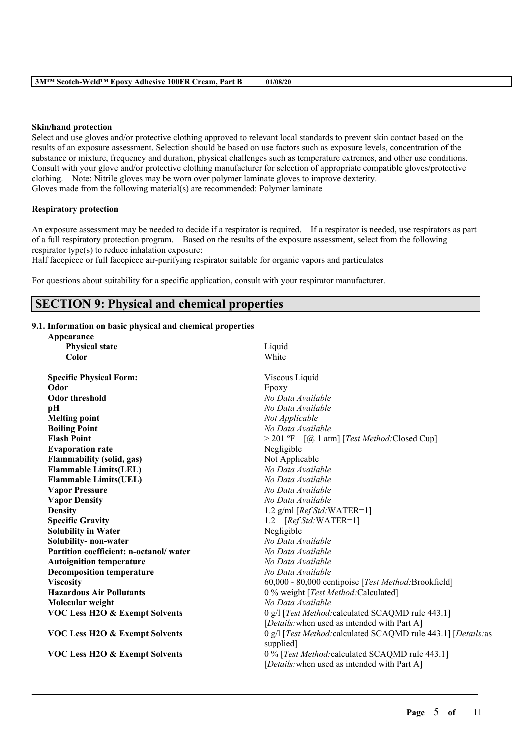**Skin/hand protection**

Select and use gloves and/or protective clothing approved to relevant local standards to prevent skin contact based on the results of an exposure assessment. Selection should be based on use factors such as exposure levels, concentration of the substance or mixture, frequency and duration, physical challenges such as temperature extremes, and other use conditions. Consult with your glove and/or protective clothing manufacturer for selection of appropriate compatible gloves/protective clothing. Note: Nitrile gloves may be worn over polymer laminate gloves to improve dexterity.
Gloves made from the following material(s) are recommended: Polymer laminate

**Respiratory protection**

An exposure assessment may be needed to decide if a respirator is required. If a respirator is needed, use respirators as part of a full respiratory protection program. Based on the results of the exposure assessment, select from the following respirator type(s) to reduce inhalation exposure:
Half facepiece or full facepiece air-purifying respirator suitable for organic vapors and particulates

For questions about suitability for a specific application, consult with your respirator manufacturer.

## SECTION 9: Physical and chemical properties

### 9.1. Information on basic physical and chemical properties

| Property | Value |
|---|---|
| **Appearance** | |
| **Physical state** | Liquid |
| **Color** | White |
| **Specific Physical Form:** | Viscous Liquid |
| **Odor** | Epoxy |
| **Odor threshold** | *No Data Available* |
| **pH** | *No Data Available* |
| **Melting point** | *Not Applicable* |
| **Boiling Point** | *No Data Available* |
| **Flash Point** | > 201 ºF [@ 1 atm] [*Test Method:*Closed Cup] |
| **Evaporation rate** | Negligible |
| **Flammability (solid, gas)** | Not Applicable |
| **Flammable Limits(LEL)** | *No Data Available* |
| **Flammable Limits(UEL)** | *No Data Available* |
| **Vapor Pressure** | *No Data Available* |
| **Vapor Density** | *No Data Available* |
| **Density** | 1.2 g/ml [*Ref Std:*WATER=1] |
| **Specific Gravity** | 1.2 [*Ref Std:*WATER=1] |
| **Solubility in Water** | Negligible |
| **Solubility- non-water** | *No Data Available* |
| **Partition coefficient: n-octanol/ water** | *No Data Available* |
| **Autoignition temperature** | *No Data Available* |
| **Decomposition temperature** | *No Data Available* |
| **Viscosity** | 60,000 - 80,000 centipoise [*Test Method:*Brookfield] |
| **Hazardous Air Pollutants** | 0 % weight [*Test Method:*Calculated] |
| **Molecular weight** | *No Data Available* |
| **VOC Less H2O & Exempt Solvents** | 0 g/l [*Test Method:*calculated SCAQMD rule 443.1] [*Details:*when used as intended with Part A] |
| **VOC Less H2O & Exempt Solvents** | 0 g/l [*Test Method:*calculated SCAQMD rule 443.1] [*Details:*as supplied] |
| **VOC Less H2O & Exempt Solvents** | 0 % [*Test Method:*calculated SCAQMD rule 443.1] [*Details:*when used as intended with Part A] |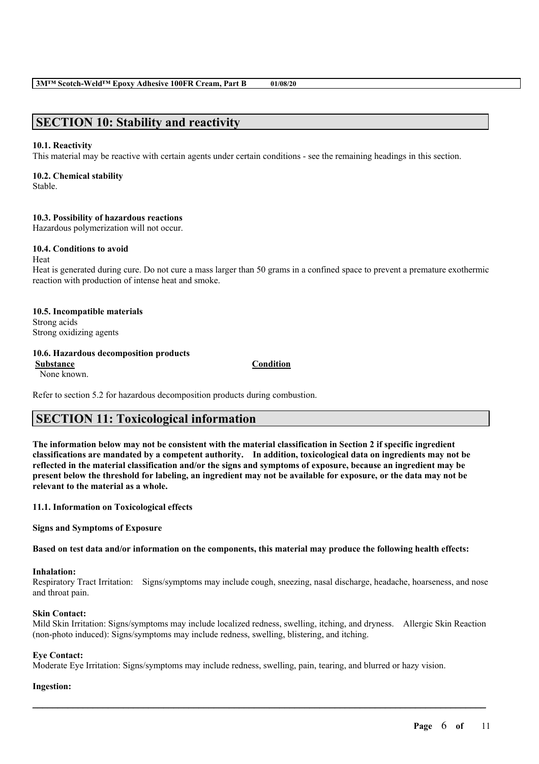## SECTION 10: Stability and reactivity

**10.1. Reactivity**

This material may be reactive with certain agents under certain conditions - see the remaining headings in this section.

**10.2. Chemical stability**

Stable.

**10.3. Possibility of hazardous reactions**

Hazardous polymerization will not occur.

**10.4. Conditions to avoid**

Heat

Heat is generated during cure. Do not cure a mass larger than 50 grams in a confined space to prevent a premature exothermic reaction with production of intense heat and smoke.

**10.5. Incompatible materials**

Strong acids

Strong oxidizing agents

**10.6. Hazardous decomposition products**

| Substance | Condition |
| --- | --- |
| None known. | |

Refer to section 5.2 for hazardous decomposition products during combustion.

## SECTION 11: Toxicological information

**The information below may not be consistent with the material classification in Section 2 if specific ingredient classifications are mandated by a competent authority. In addition, toxicological data on ingredients may not be reflected in the material classification and/or the signs and symptoms of exposure, because an ingredient may be present below the threshold for labeling, an ingredient may not be available for exposure, or the data may not be relevant to the material as a whole.**

**11.1. Information on Toxicological effects**

**Signs and Symptoms of Exposure**

**Based on test data and/or information on the components, this material may produce the following health effects:**

**Inhalation:**

Respiratory Tract Irritation: Signs/symptoms may include cough, sneezing, nasal discharge, headache, hoarseness, and nose and throat pain.

**Skin Contact:**

Mild Skin Irritation: Signs/symptoms may include localized redness, swelling, itching, and dryness. Allergic Skin Reaction (non-photo induced): Signs/symptoms may include redness, swelling, blistering, and itching.

**Eye Contact:**

Moderate Eye Irritation: Signs/symptoms may include redness, swelling, pain, tearing, and blurred or hazy vision.

**Ingestion:**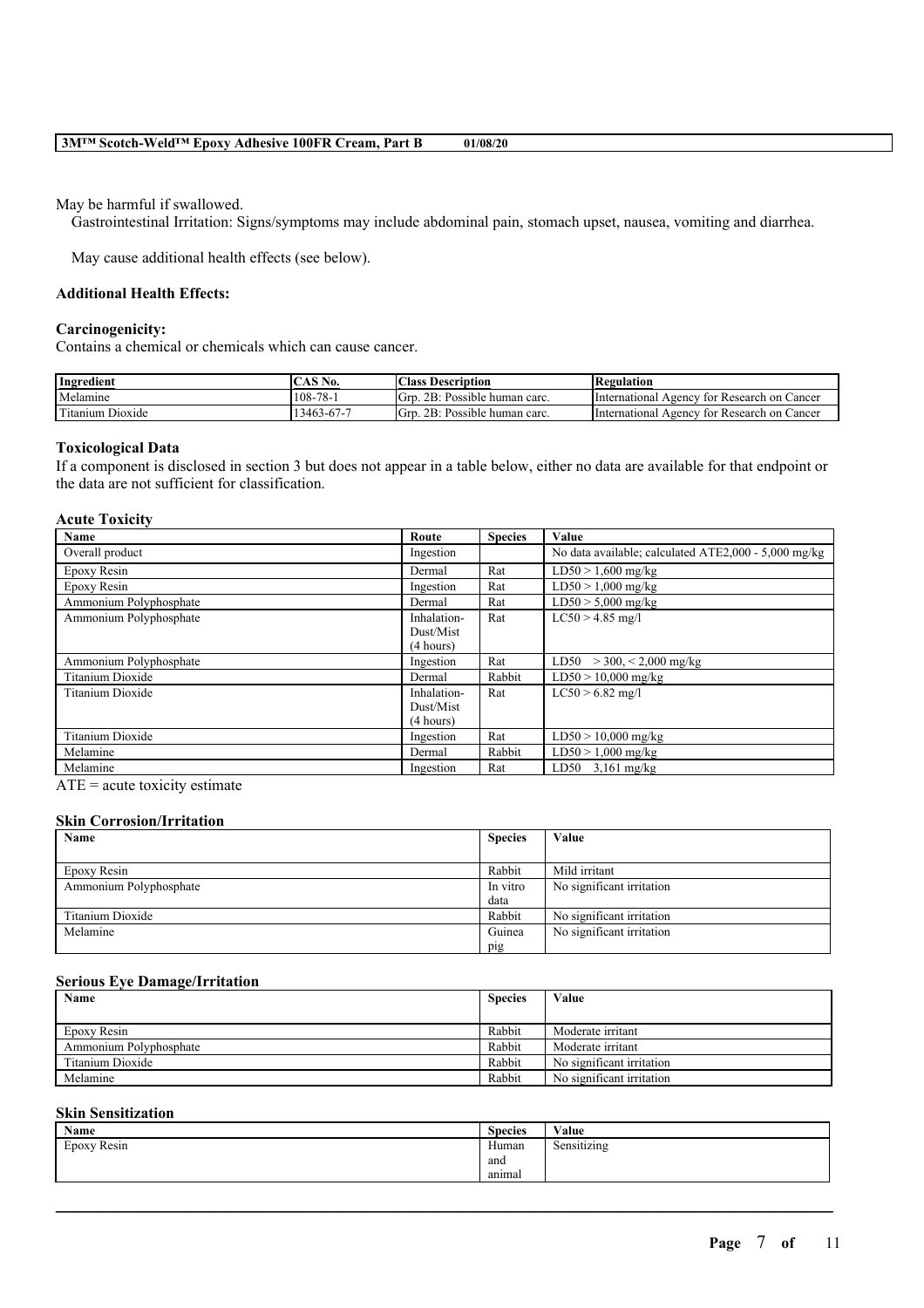May be harmful if swallowed.

Gastrointestinal Irritation: Signs/symptoms may include abdominal pain, stomach upset, nausea, vomiting and diarrhea.

May cause additional health effects (see below).

### Additional Health Effects:

#### Carcinogenicity:

Contains a chemical or chemicals which can cause cancer.

| Ingredient | CAS No. | Class Description | Regulation |
|---|---|---|---|
| Melamine | 108-78-1 | Grp. 2B: Possible human carc. | International Agency for Research on Cancer |
| Titanium Dioxide | 13463-67-7 | Grp. 2B: Possible human carc. | International Agency for Research on Cancer |

### Toxicological Data

If a component is disclosed in section 3 but does not appear in a table below, either no data are available for that endpoint or the data are not sufficient for classification.

#### Acute Toxicity

| Name | Route | Species | Value |
|---|---|---|---|
| Overall product | Ingestion | | No data available; calculated ATE2,000 - 5,000 mg/kg |
| Epoxy Resin | Dermal | Rat | LD50 > 1,600 mg/kg |
| Epoxy Resin | Ingestion | Rat | LD50 > 1,000 mg/kg |
| Ammonium Polyphosphate | Dermal | Rat | LD50 > 5,000 mg/kg |
| Ammonium Polyphosphate | Inhalation-Dust/Mist (4 hours) | Rat | LC50 > 4.85 mg/l |
| Ammonium Polyphosphate | Ingestion | Rat | LD50 > 300, < 2,000 mg/kg |
| Titanium Dioxide | Dermal | Rabbit | LD50 > 10,000 mg/kg |
| Titanium Dioxide | Inhalation-Dust/Mist (4 hours) | Rat | LC50 > 6.82 mg/l |
| Titanium Dioxide | Ingestion | Rat | LD50 > 10,000 mg/kg |
| Melamine | Dermal | Rabbit | LD50 > 1,000 mg/kg |
| Melamine | Ingestion | Rat | LD50 3,161 mg/kg |

ATE = acute toxicity estimate

#### Skin Corrosion/Irritation

| Name | Species | Value |
|---|---|---|
| Epoxy Resin | Rabbit | Mild irritant |
| Ammonium Polyphosphate | In vitro data | No significant irritation |
| Titanium Dioxide | Rabbit | No significant irritation |
| Melamine | Guinea pig | No significant irritation |

#### Serious Eye Damage/Irritation

| Name | Species | Value |
|---|---|---|
| Epoxy Resin | Rabbit | Moderate irritant |
| Ammonium Polyphosphate | Rabbit | Moderate irritant |
| Titanium Dioxide | Rabbit | No significant irritation |
| Melamine | Rabbit | No significant irritation |

#### Skin Sensitization

| Name | Species | Value |
|---|---|---|
| Epoxy Resin | Human and animal | Sensitizing |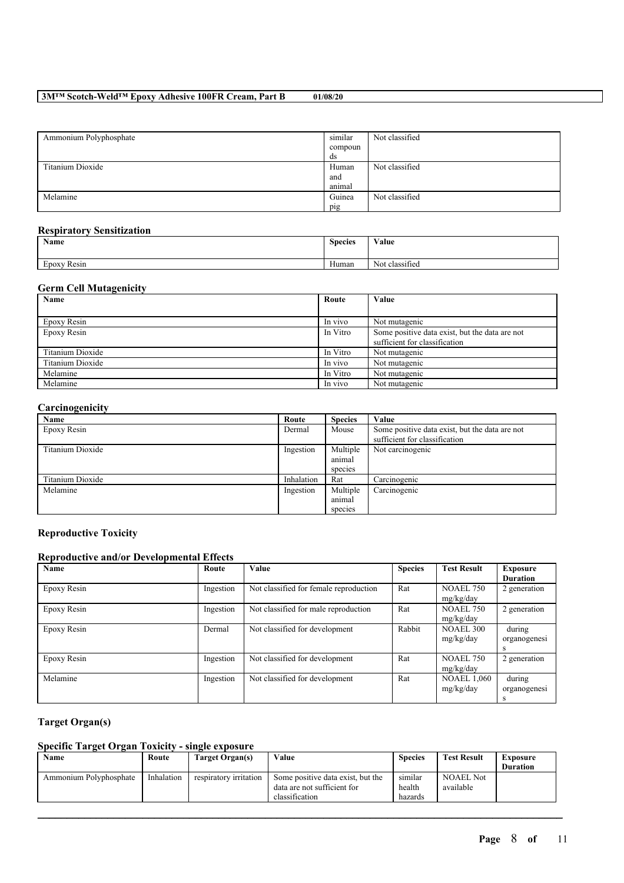| Ammonium Polyphosphate | similar compounds | Not classified |
| --- | --- | --- |
| Titanium Dioxide | Human and animal | Not classified |
| Melamine | Guinea pig | Not classified |

## Respiratory Sensitization

| Name | Species | Value |
| --- | --- | --- |
| Epoxy Resin | Human | Not classified |

## Germ Cell Mutagenicity

| Name | Route | Value |
| --- | --- | --- |
| Epoxy Resin | In vivo | Not mutagenic |
| Epoxy Resin | In Vitro | Some positive data exist, but the data are not sufficient for classification |
| Titanium Dioxide | In Vitro | Not mutagenic |
| Titanium Dioxide | In vivo | Not mutagenic |
| Melamine | In Vitro | Not mutagenic |
| Melamine | In vivo | Not mutagenic |

## Carcinogenicity

| Name | Route | Species | Value |
| --- | --- | --- | --- |
| Epoxy Resin | Dermal | Mouse | Some positive data exist, but the data are not sufficient for classification |
| Titanium Dioxide | Ingestion | Multiple animal species | Not carcinogenic |
| Titanium Dioxide | Inhalation | Rat | Carcinogenic |
| Melamine | Ingestion | Multiple animal species | Carcinogenic |

### Reproductive Toxicity

## Reproductive and/or Developmental Effects

| Name | Route | Value | Species | Test Result | Exposure Duration |
| --- | --- | --- | --- | --- | --- |
| Epoxy Resin | Ingestion | Not classified for female reproduction | Rat | NOAEL 750 mg/kg/day | 2 generation |
| Epoxy Resin | Ingestion | Not classified for male reproduction | Rat | NOAEL 750 mg/kg/day | 2 generation |
| Epoxy Resin | Dermal | Not classified for development | Rabbit | NOAEL 300 mg/kg/day | during organogenesis |
| Epoxy Resin | Ingestion | Not classified for development | Rat | NOAEL 750 mg/kg/day | 2 generation |
| Melamine | Ingestion | Not classified for development | Rat | NOAEL 1,060 mg/kg/day | during organogenesis |

### Target Organ(s)

## Specific Target Organ Toxicity - single exposure

| Name | Route | Target Organ(s) | Value | Species | Test Result | Exposure Duration |
| --- | --- | --- | --- | --- | --- | --- |
| Ammonium Polyphosphate | Inhalation | respiratory irritation | Some positive data exist, but the data are not sufficient for classification | similar health hazards | NOAEL Not available | |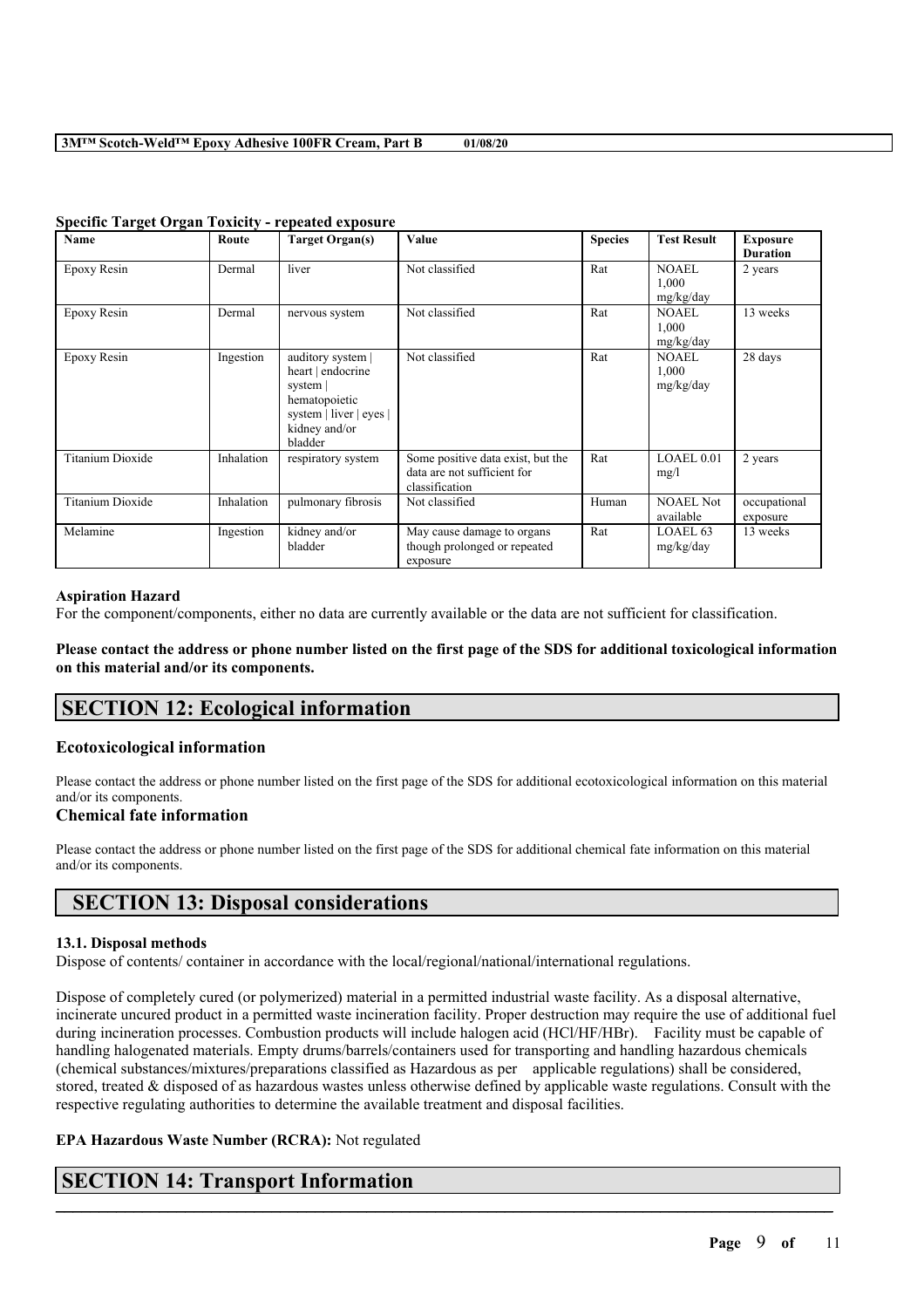#### Specific Target Organ Toxicity - repeated exposure

| Name | Route | Target Organ(s) | Value | Species | Test Result | Exposure Duration |
|---|---|---|---|---|---|---|
| Epoxy Resin | Dermal | liver | Not classified | Rat | NOAEL 1,000 mg/kg/day | 2 years |
| Epoxy Resin | Dermal | nervous system | Not classified | Rat | NOAEL 1,000 mg/kg/day | 13 weeks |
| Epoxy Resin | Ingestion | auditory system \| heart \| endocrine system \| hematopoietic system \| liver \| eyes \| kidney and/or bladder | Not classified | Rat | NOAEL 1,000 mg/kg/day | 28 days |
| Titanium Dioxide | Inhalation | respiratory system | Some positive data exist, but the data are not sufficient for classification | Rat | LOAEL 0.01 mg/l | 2 years |
| Titanium Dioxide | Inhalation | pulmonary fibrosis | Not classified | Human | NOAEL Not available | occupational exposure |
| Melamine | Ingestion | kidney and/or bladder | May cause damage to organs though prolonged or repeated exposure | Rat | LOAEL 63 mg/kg/day | 13 weeks |

#### Aspiration Hazard

For the component/components, either no data are currently available or the data are not sufficient for classification.

**Please contact the address or phone number listed on the first page of the SDS for additional toxicological information on this material and/or its components.**

## SECTION 12: Ecological information

### Ecotoxicological information

Please contact the address or phone number listed on the first page of the SDS for additional ecotoxicological information on this material and/or its components.

### Chemical fate information

Please contact the address or phone number listed on the first page of the SDS for additional chemical fate information on this material and/or its components.

## SECTION 13: Disposal considerations

#### 13.1. Disposal methods

Dispose of contents/ container in accordance with the local/regional/national/international regulations.

Dispose of completely cured (or polymerized) material in a permitted industrial waste facility. As a disposal alternative, incinerate uncured product in a permitted waste incineration facility. Proper destruction may require the use of additional fuel during incineration processes. Combustion products will include halogen acid (HCl/HF/HBr). Facility must be capable of handling halogenated materials. Empty drums/barrels/containers used for transporting and handling hazardous chemicals (chemical substances/mixtures/preparations classified as Hazardous as per applicable regulations) shall be considered, stored, treated & disposed of as hazardous wastes unless otherwise defined by applicable waste regulations. Consult with the respective regulating authorities to determine the available treatment and disposal facilities.

**EPA Hazardous Waste Number (RCRA):** Not regulated

## SECTION 14: Transport Information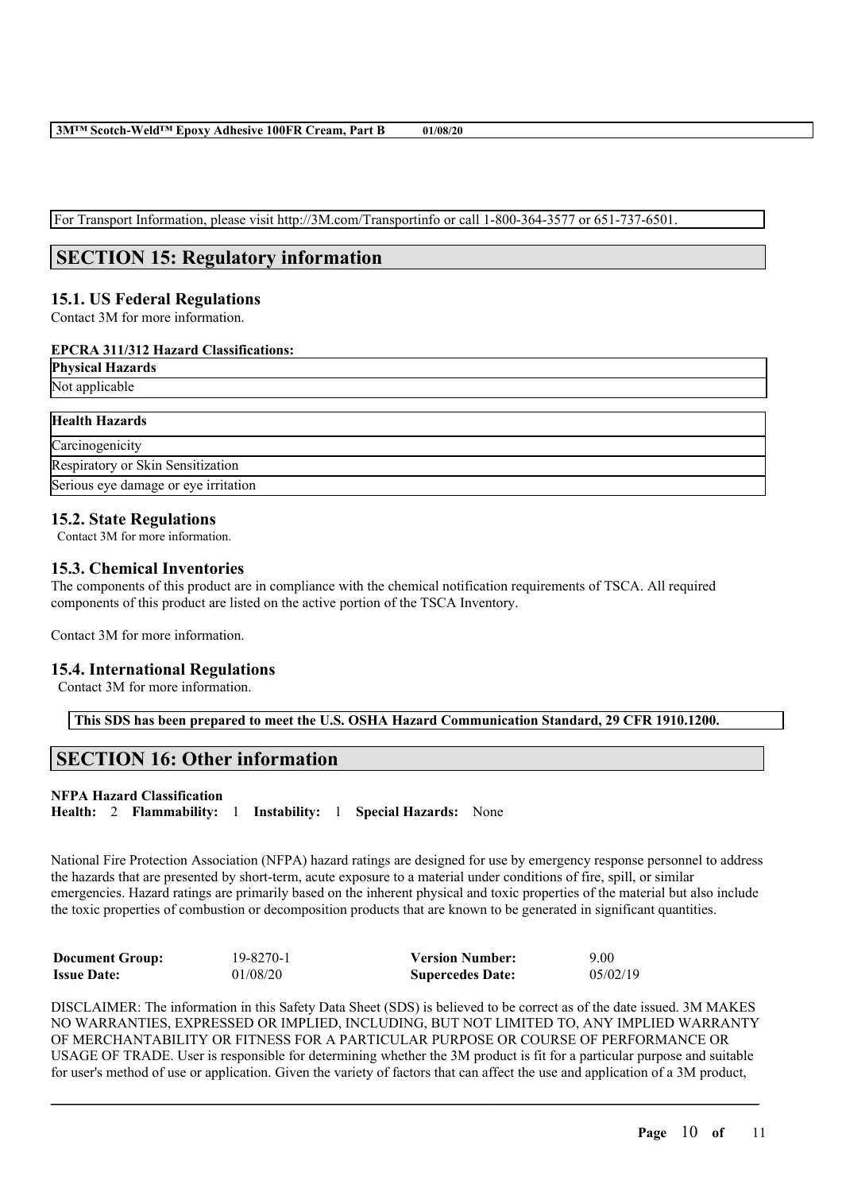For Transport Information, please visit http://3M.com/Transportinfo or call 1-800-364-3577 or 651-737-6501.

## SECTION 15: Regulatory information

### 15.1. US Federal Regulations

Contact 3M for more information.

**EPCRA 311/312 Hazard Classifications:**

| **Physical Hazards** |
| --- |
| Not applicable |

| **Health Hazards** |
| --- |
| Carcinogenicity |
| Respiratory or Skin Sensitization |
| Serious eye damage or eye irritation |

### 15.2. State Regulations

Contact 3M for more information.

### 15.3. Chemical Inventories

The components of this product are in compliance with the chemical notification requirements of TSCA. All required components of this product are listed on the active portion of the TSCA Inventory.

Contact 3M for more information.

### 15.4. International Regulations

Contact 3M for more information.

**This SDS has been prepared to meet the U.S. OSHA Hazard Communication Standard, 29 CFR 1910.1200.**

## SECTION 16: Other information

**NFPA Hazard Classification**

**Health:** 2 **Flammability:** 1 **Instability:** 1 **Special Hazards:** None

National Fire Protection Association (NFPA) hazard ratings are designed for use by emergency response personnel to address the hazards that are presented by short-term, acute exposure to a material under conditions of fire, spill, or similar emergencies. Hazard ratings are primarily based on the inherent physical and toxic properties of the material but also include the toxic properties of combustion or decomposition products that are known to be generated in significant quantities.

| | | | |
| --- | --- | --- | --- |
| **Document Group:** | 19-8270-1 | **Version Number:** | 9.00 |
| **Issue Date:** | 01/08/20 | **Supercedes Date:** | 05/02/19 |

DISCLAIMER: The information in this Safety Data Sheet (SDS) is believed to be correct as of the date issued. 3M MAKES NO WARRANTIES, EXPRESSED OR IMPLIED, INCLUDING, BUT NOT LIMITED TO, ANY IMPLIED WARRANTY OF MERCHANTABILITY OR FITNESS FOR A PARTICULAR PURPOSE OR COURSE OF PERFORMANCE OR USAGE OF TRADE. User is responsible for determining whether the 3M product is fit for a particular purpose and suitable for user's method of use or application. Given the variety of factors that can affect the use and application of a 3M product,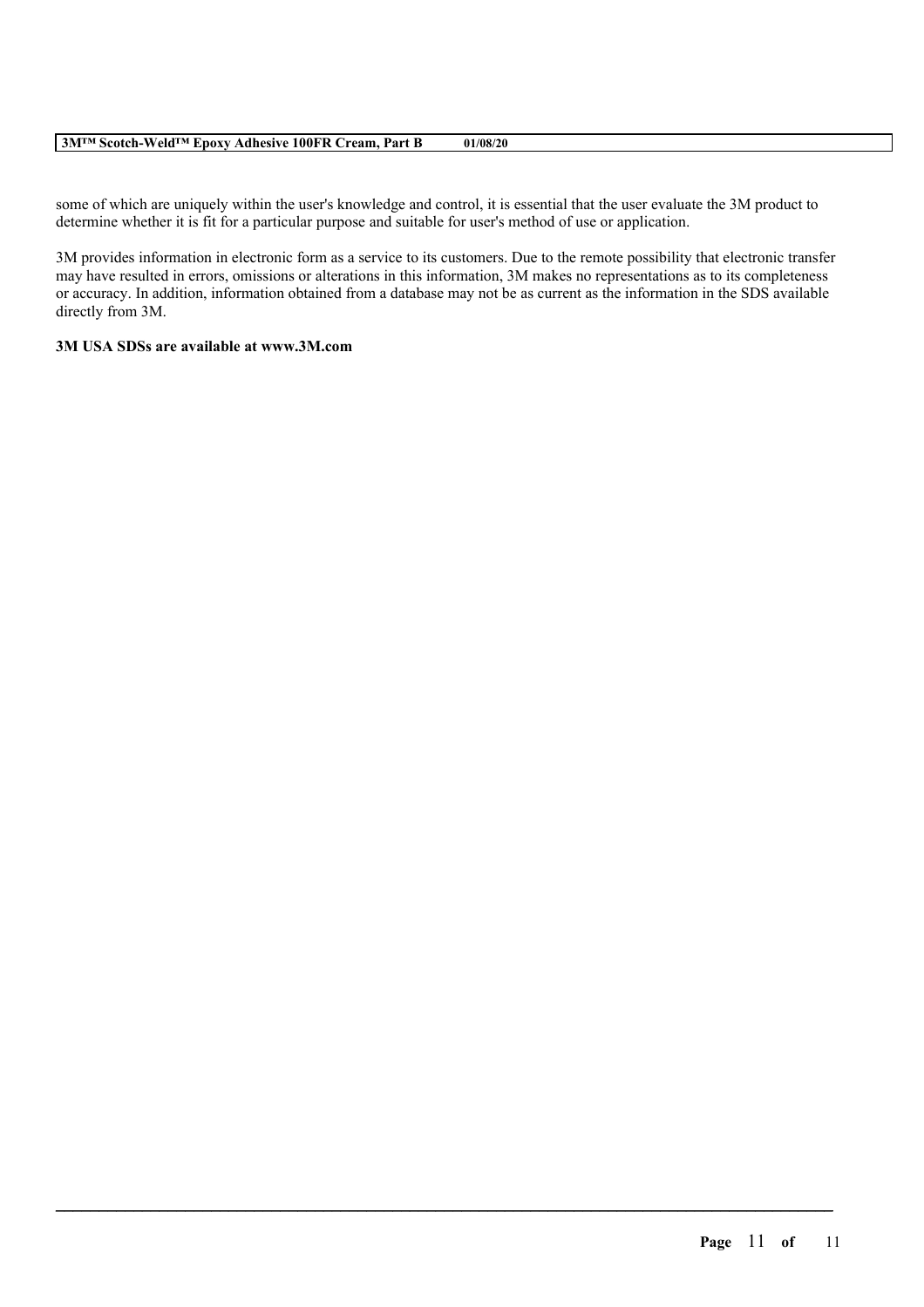some of which are uniquely within the user's knowledge and control, it is essential that the user evaluate the 3M product to determine whether it is fit for a particular purpose and suitable for user's method of use or application.

3M provides information in electronic form as a service to its customers. Due to the remote possibility that electronic transfer may have resulted in errors, omissions or alterations in this information, 3M makes no representations as to its completeness or accuracy. In addition, information obtained from a database may not be as current as the information in the SDS available directly from 3M.

**3M USA SDSs are available at www.3M.com**